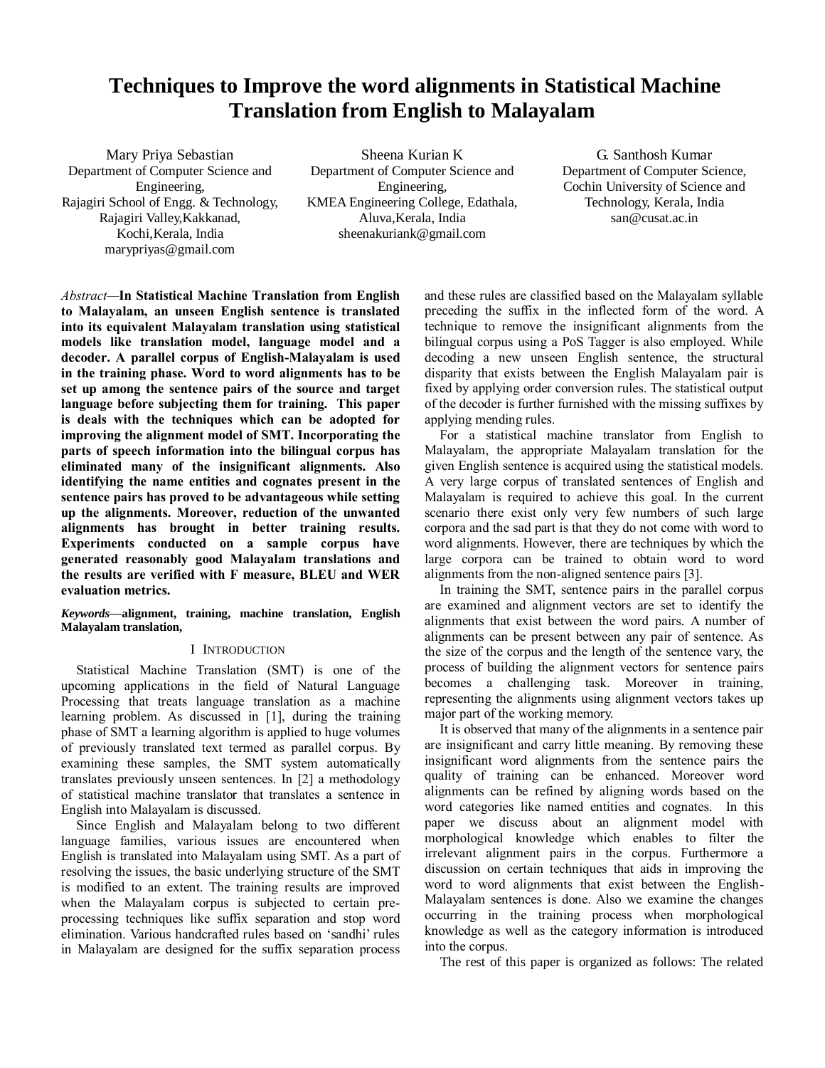# Techniques to Improve the word alignments in Statistical Machine Translation from English to Malayalam

Mary Priya Sebastian
Department of Computer Science and Engineering,
Rajagiri School of Engg. & Technology,
Rajagiri Valley,Kakkanad,
Kochi,Kerala, India
marypriyas@gmail.com

Sheena Kurian K
Department of Computer Science and Engineering,
KMEA Engineering College, Edathala,
Aluva,Kerala, India
sheenakuriank@gmail.com

G. Santhosh Kumar
Department of Computer Science,
Cochin University of Science and Technology, Kerala, India
san@cusat.ac.in

*Abstract*—**In Statistical Machine Translation from English to Malayalam, an unseen English sentence is translated into its equivalent Malayalam translation using statistical models like translation model, language model and a decoder. A parallel corpus of English-Malayalam is used in the training phase. Word to word alignments has to be set up among the sentence pairs of the source and target language before subjecting them for training. This paper is deals with the techniques which can be adopted for improving the alignment model of SMT. Incorporating the parts of speech information into the bilingual corpus has eliminated many of the insignificant alignments. Also identifying the name entities and cognates present in the sentence pairs has proved to be advantageous while setting up the alignments. Moreover, reduction of the unwanted alignments has brought in better training results. Experiments conducted on a sample corpus have generated reasonably good Malayalam translations and the results are verified with F measure, BLEU and WER evaluation metrics.**

***Keywords*—alignment, training, machine translation, English Malayalam translation,**

## I Introduction

Statistical Machine Translation (SMT) is one of the upcoming applications in the field of Natural Language Processing that treats language translation as a machine learning problem. As discussed in [1], during the training phase of SMT a learning algorithm is applied to huge volumes of previously translated text termed as parallel corpus. By examining these samples, the SMT system automatically translates previously unseen sentences. In [2] a methodology of statistical machine translator that translates a sentence in English into Malayalam is discussed.

Since English and Malayalam belong to two different language families, various issues are encountered when English is translated into Malayalam using SMT. As a part of resolving the issues, the basic underlying structure of the SMT is modified to an extent. The training results are improved when the Malayalam corpus is subjected to certain pre-processing techniques like suffix separation and stop word elimination. Various handcrafted rules based on 'sandhi' rules in Malayalam are designed for the suffix separation process and these rules are classified based on the Malayalam syllable preceding the suffix in the inflected form of the word. A technique to remove the insignificant alignments from the bilingual corpus using a PoS Tagger is also employed. While decoding a new unseen English sentence, the structural disparity that exists between the English Malayalam pair is fixed by applying order conversion rules. The statistical output of the decoder is further furnished with the missing suffixes by applying mending rules.

For a statistical machine translator from English to Malayalam, the appropriate Malayalam translation for the given English sentence is acquired using the statistical models. A very large corpus of translated sentences of English and Malayalam is required to achieve this goal. In the current scenario there exist only very few numbers of such large corpora and the sad part is that they do not come with word to word alignments. However, there are techniques by which the large corpora can be trained to obtain word to word alignments from the non-aligned sentence pairs [3].

In training the SMT, sentence pairs in the parallel corpus are examined and alignment vectors are set to identify the alignments that exist between the word pairs. A number of alignments can be present between any pair of sentence. As the size of the corpus and the length of the sentence vary, the process of building the alignment vectors for sentence pairs becomes a challenging task. Moreover in training, representing the alignments using alignment vectors takes up major part of the working memory.

It is observed that many of the alignments in a sentence pair are insignificant and carry little meaning. By removing these insignificant word alignments from the sentence pairs the quality of training can be enhanced. Moreover word alignments can be refined by aligning words based on the word categories like named entities and cognates. In this paper we discuss about an alignment model with morphological knowledge which enables to filter the irrelevant alignment pairs in the corpus. Furthermore a discussion on certain techniques that aids in improving the word to word alignments that exist between the English-Malayalam sentences is done. Also we examine the changes occurring in the training process when morphological knowledge as well as the category information is introduced into the corpus.

The rest of this paper is organized as follows: The related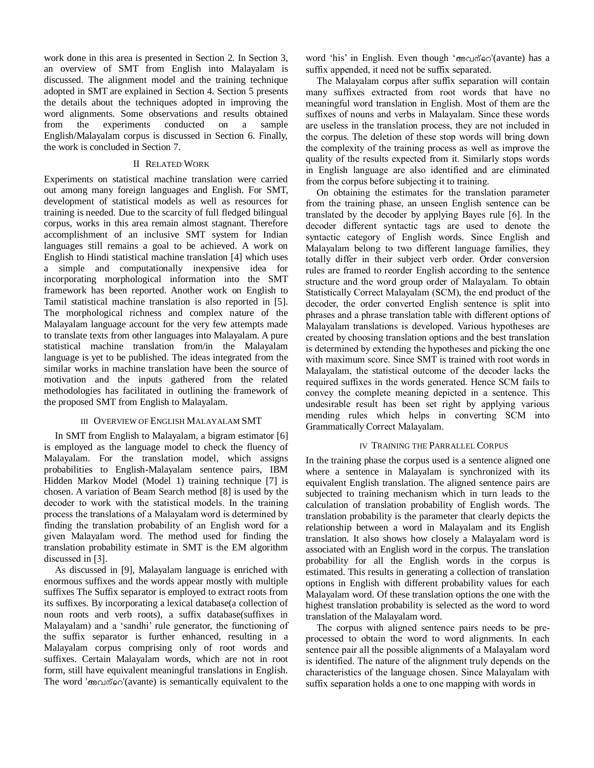work done in this area is presented in Section 2. In Section 3, an overview of SMT from English into Malayalam is discussed. The alignment model and the training technique adopted in SMT are explained in Section 4. Section 5 presents the details about the techniques adopted in improving the word alignments. Some observations and results obtained from the experiments conducted on a sample English/Malayalam corpus is discussed in Section 6. Finally, the work is concluded in Section 7.

## II Related Work

Experiments on statistical machine translation were carried out among many foreign languages and English. For SMT, development of statistical models as well as resources for training is needed. Due to the scarcity of full fledged bilingual corpus, works in this area remain almost stagnant. Therefore accomplishment of an inclusive SMT system for Indian languages still remains a goal to be achieved. A work on English to Hindi statistical machine translation [4] which uses a simple and computationally inexpensive idea for incorporating morphological information into the SMT framework has been reported. Another work on English to Tamil statistical machine translation is also reported in [5]. The morphological richness and complex nature of the Malayalam language account for the very few attempts made to translate texts from other languages into Malayalam. A pure statistical machine translation from/in the Malayalam language is yet to be published. The ideas integrated from the similar works in machine translation have been the source of motivation and the inputs gathered from the related methodologies has facilitated in outlining the framework of the proposed SMT from English to Malayalam.

## III Overview of English Malayalam SMT

In SMT from English to Malayalam, a bigram estimator [6] is employed as the language model to check the fluency of Malayalam. For the translation model, which assigns probabilities to English-Malayalam sentence pairs, IBM Hidden Markov Model (Model 1) training technique [7] is chosen. A variation of Beam Search method [8] is used by the decoder to work with the statistical models. In the training process the translations of a Malayalam word is determined by finding the translation probability of an English word for a given Malayalam word. The method used for finding the translation probability estimate in SMT is the EM algorithm discussed in [3].

As discussed in [9], Malayalam language is enriched with enormous suffixes and the words appear mostly with multiple suffixes The Suffix separator is employed to extract roots from its suffixes. By incorporating a lexical database(a collection of noun roots and verb roots), a suffix database(suffixes in Malayalam) and a 'sandhi' rule generator, the functioning of the suffix separator is further enhanced, resulting in a Malayalam corpus comprising only of root words and suffixes. Certain Malayalam words, which are not in root form, still have equivalent meaningful translations in English. The word 'അവന്റെ'(avante) is semantically equivalent to the word 'his' in English. Even though 'അവന്റെ'(avante) has a suffix appended, it need not be suffix separated.

The Malayalam corpus after suffix separation will contain many suffixes extracted from root words that have no meaningful word translation in English. Most of them are the suffixes of nouns and verbs in Malayalam. Since these words are useless in the translation process, they are not included in the corpus. The deletion of these stop words will bring down the complexity of the training process as well as improve the quality of the results expected from it. Similarly stops words in English language are also identified and are eliminated from the corpus before subjecting it to training.

On obtaining the estimates for the translation parameter from the training phase, an unseen English sentence can be translated by the decoder by applying Bayes rule [6]. In the decoder different syntactic tags are used to denote the syntactic category of English words. Since English and Malayalam belong to two different language families, they totally differ in their subject verb order. Order conversion rules are framed to reorder English according to the sentence structure and the word group order of Malayalam. To obtain Statistically Correct Malayalam (SCM), the end product of the decoder, the order converted English sentence is split into phrases and a phrase translation table with different options of Malayalam translations is developed. Various hypotheses are created by choosing translation options and the best translation is determined by extending the hypotheses and picking the one with maximum score. Since SMT is trained with root words in Malayalam, the statistical outcome of the decoder lacks the required suffixes in the words generated. Hence SCM fails to convey the complete meaning depicted in a sentence. This undesirable result has been set right by applying various mending rules which helps in converting SCM into Grammatically Correct Malayalam.

## IV Training the Parrallel Corpus

In the training phase the corpus used is a sentence aligned one where a sentence in Malayalam is synchronized with its equivalent English translation. The aligned sentence pairs are subjected to training mechanism which in turn leads to the calculation of translation probability of English words. The translation probability is the parameter that clearly depicts the relationship between a word in Malayalam and its English translation. It also shows how closely a Malayalam word is associated with an English word in the corpus. The translation probability for all the English words in the corpus is estimated. This results in generating a collection of translation options in English with different probability values for each Malayalam word. Of these translation options the one with the highest translation probability is selected as the word to word translation of the Malayalam word.

The corpus with aligned sentence pairs needs to be pre-processed to obtain the word to word alignments. In each sentence pair all the possible alignments of a Malayalam word is identified. The nature of the alignment truly depends on the characteristics of the language chosen. Since Malayalam with suffix separation holds a one to one mapping with words in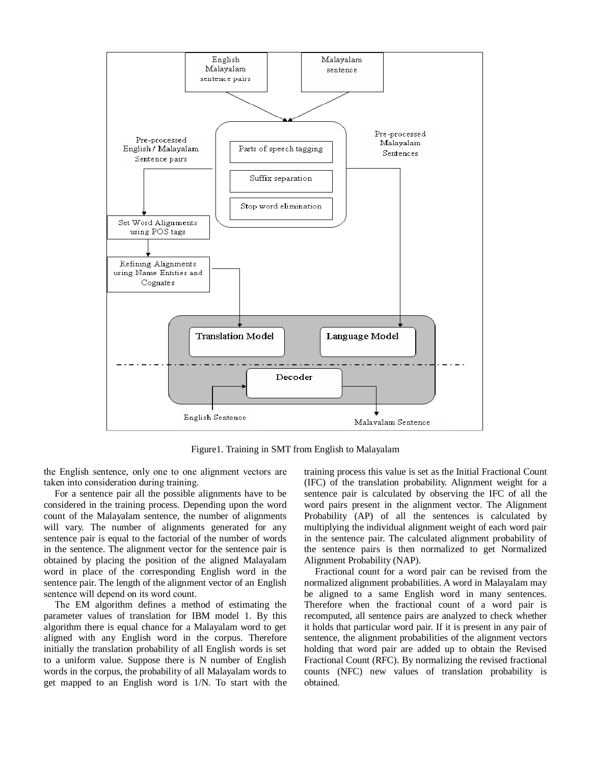English Malayalam sentence pairs

Malayalam sentence

Pre-processed English / Malayalam Sentence pairs

Parts of speech tagging

Suffix separation

Stop word elimination

Pre-processed Malayalam Sentences

Set Word Alignments using POS tags

Refining Alignments using Name Entities and Cognates

Translation Model

Language Model

Decoder

English Sentence

Malayalam Sentence

Figure1. Training in SMT from English to Malayalam

the English sentence, only one to one alignment vectors are taken into consideration during training.

For a sentence pair all the possible alignments have to be considered in the training process. Depending upon the word count of the Malayalam sentence, the number of alignments will vary. The number of alignments generated for any sentence pair is equal to the factorial of the number of words in the sentence. The alignment vector for the sentence pair is obtained by placing the position of the aligned Malayalam word in place of the corresponding English word in the sentence pair. The length of the alignment vector of an English sentence will depend on its word count.

The EM algorithm defines a method of estimating the parameter values of translation for IBM model 1. By this algorithm there is equal chance for a Malayalam word to get aligned with any English word in the corpus. Therefore initially the translation probability of all English words is set to a uniform value. Suppose there is N number of English words in the corpus, the probability of all Malayalam words to get mapped to an English word is 1/N. To start with the training process this value is set as the Initial Fractional Count (IFC) of the translation probability. Alignment weight for a sentence pair is calculated by observing the IFC of all the word pairs present in the alignment vector. The Alignment Probability (AP) of all the sentences is calculated by multiplying the individual alignment weight of each word pair in the sentence pair. The calculated alignment probability of the sentence pairs is then normalized to get Normalized Alignment Probability (NAP).

Fractional count for a word pair can be revised from the normalized alignment probabilities. A word in Malayalam may be aligned to a same English word in many sentences. Therefore when the fractional count of a word pair is recomputed, all sentence pairs are analyzed to check whether it holds that particular word pair. If it is present in any pair of sentence, the alignment probabilities of the alignment vectors holding that word pair are added up to obtain the Revised Fractional Count (RFC). By normalizing the revised fractional counts (NFC) new values of translation probability is obtained.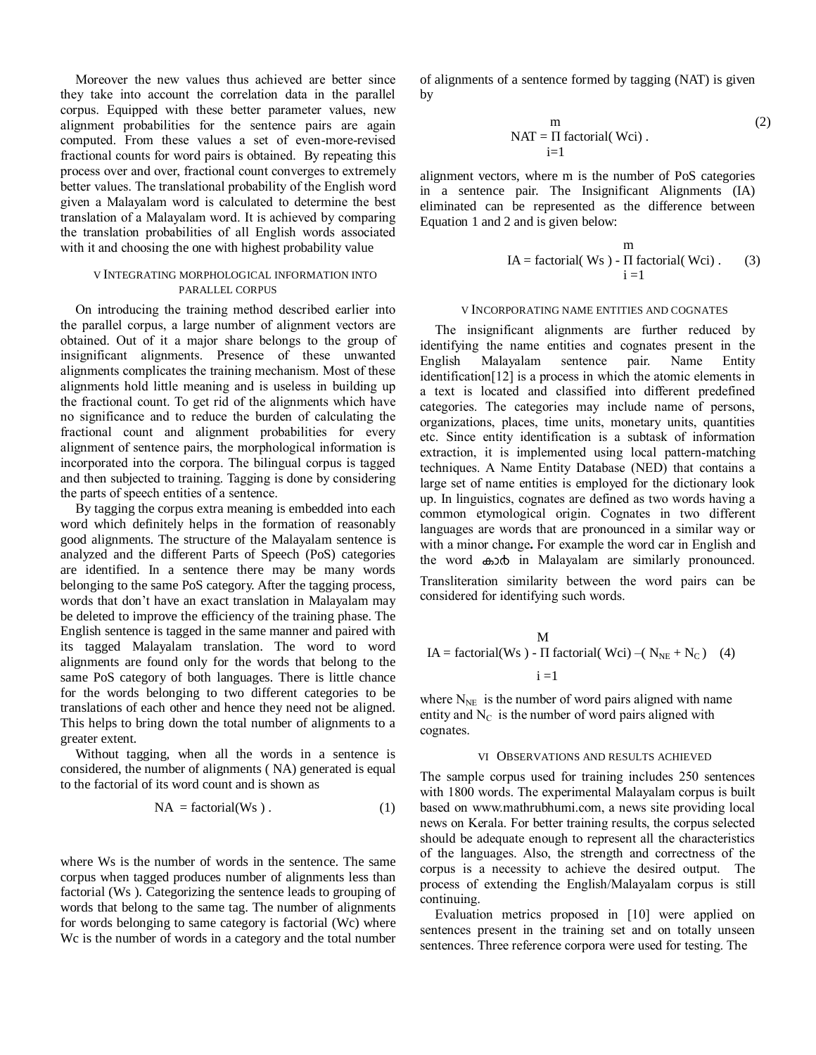Moreover the new values thus achieved are better since they take into account the correlation data in the parallel corpus. Equipped with these better parameter values, new alignment probabilities for the sentence pairs are again computed. From these values a set of even-more-revised fractional counts for word pairs is obtained. By repeating this process over and over, fractional count converges to extremely better values. The translational probability of the English word given a Malayalam word is calculated to determine the best translation of a Malayalam word. It is achieved by comparing the translation probabilities of all English words associated with it and choosing the one with highest probability value

## V INTEGRATING MORPHOLOGICAL INFORMATION INTO PARALLEL CORPUS

On introducing the training method described earlier into the parallel corpus, a large number of alignment vectors are obtained. Out of it a major share belongs to the group of insignificant alignments. Presence of these unwanted alignments complicates the training mechanism. Most of these alignments hold little meaning and is useless in building up the fractional count. To get rid of the alignments which have no significance and to reduce the burden of calculating the fractional count and alignment probabilities for every alignment of sentence pairs, the morphological information is incorporated into the corpora. The bilingual corpus is tagged and then subjected to training. Tagging is done by considering the parts of speech entities of a sentence.

By tagging the corpus extra meaning is embedded into each word which definitely helps in the formation of reasonably good alignments. The structure of the Malayalam sentence is analyzed and the different Parts of Speech (PoS) categories are identified. In a sentence there may be many words belonging to the same PoS category. After the tagging process, words that don't have an exact translation in Malayalam may be deleted to improve the efficiency of the training phase. The English sentence is tagged in the same manner and paired with its tagged Malayalam translation. The word to word alignments are found only for the words that belong to the same PoS category of both languages. There is little chance for the words belonging to two different categories to be translations of each other and hence they need not be aligned. This helps to bring down the total number of alignments to a greater extent.

Without tagging, when all the words in a sentence is considered, the number of alignments ( NA) generated is equal to the factorial of its word count and is shown as

$$NA = \text{factorial}(Ws) . \tag{1}$$

where Ws is the number of words in the sentence. The same corpus when tagged produces number of alignments less than factorial (Ws ). Categorizing the sentence leads to grouping of words that belong to the same tag. The number of alignments for words belonging to same category is factorial (Wc) where Wc is the number of words in a category and the total number of alignments of a sentence formed by tagging (NAT) is given by

$$NAT = \prod_{i=1}^{m} \text{factorial}(Wci) . \tag{2}$$

alignment vectors, where m is the number of PoS categories in a sentence pair. The Insignificant Alignments (IA) eliminated can be represented as the difference between Equation 1 and 2 and is given below:

$$IA = \text{factorial}(Ws) - \prod_{i=1}^{m} \text{factorial}(Wci) . \tag{3}$$

## V INCORPORATING NAME ENTITIES AND COGNATES

The insignificant alignments are further reduced by identifying the name entities and cognates present in the English Malayalam sentence pair. Name Entity identification[12] is a process in which the atomic elements in a text is located and classified into different predefined categories. The categories may include name of persons, organizations, places, time units, monetary units, quantities etc. Since entity identification is a subtask of information extraction, it is implemented using local pattern-matching techniques. A Name Entity Database (NED) that contains a large set of name entities is employed for the dictionary look up. In linguistics, cognates are defined as two words having a common etymological origin. Cognates in two different languages are words that are pronounced in a similar way or with a minor change**.** For example the word car in English and the word കാർ in Malayalam are similarly pronounced. Transliteration similarity between the word pairs can be considered for identifying such words.

$$IA = \text{factorial}(Ws) - \prod_{i=1}^{M} \text{factorial}(Wci) - (N_{NE} + N_C) \tag{4}$$

where $N_{NE}$ is the number of word pairs aligned with name entity and $N_C$ is the number of word pairs aligned with cognates.

## VI OBSERVATIONS AND RESULTS ACHIEVED

The sample corpus used for training includes 250 sentences with 1800 words. The experimental Malayalam corpus is built based on www.mathrubhumi.com, a news site providing local news on Kerala. For better training results, the corpus selected should be adequate enough to represent all the characteristics of the languages. Also, the strength and correctness of the corpus is a necessity to achieve the desired output. The process of extending the English/Malayalam corpus is still continuing.

Evaluation metrics proposed in [10] were applied on sentences present in the training set and on totally unseen sentences. Three reference corpora were used for testing. The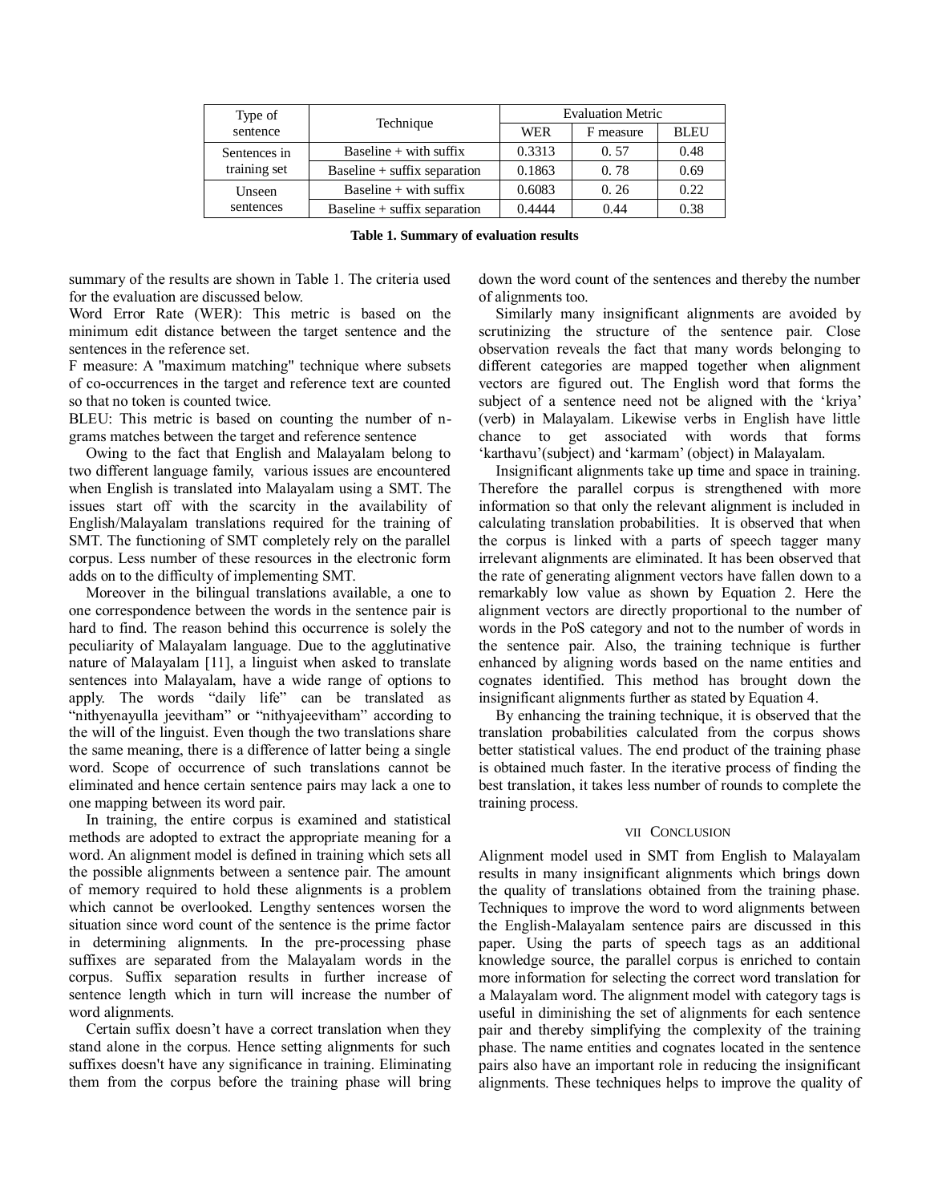| Type of sentence | Technique | Evaluation Metric | | |
|---|---|---|---|---|
| | | WER | F measure | BLEU |
| Sentences in training set | Baseline + with suffix | 0.3313 | 0. 57 | 0.48 |
| | Baseline + suffix separation | 0.1863 | 0. 78 | 0.69 |
| Unseen sentences | Baseline + with suffix | 0.6083 | 0. 26 | 0.22 |
| | Baseline + suffix separation | 0.4444 | 0.44 | 0.38 |

**Table 1. Summary of evaluation results**

summary of the results are shown in Table 1. The criteria used for the evaluation are discussed below.

Word Error Rate (WER): This metric is based on the minimum edit distance between the target sentence and the sentences in the reference set.

F measure: A "maximum matching" technique where subsets of co-occurrences in the target and reference text are counted so that no token is counted twice.

BLEU: This metric is based on counting the number of n-grams matches between the target and reference sentence

Owing to the fact that English and Malayalam belong to two different language family, various issues are encountered when English is translated into Malayalam using a SMT. The issues start off with the scarcity in the availability of English/Malayalam translations required for the training of SMT. The functioning of SMT completely rely on the parallel corpus. Less number of these resources in the electronic form adds on to the difficulty of implementing SMT.

Moreover in the bilingual translations available, a one to one correspondence between the words in the sentence pair is hard to find. The reason behind this occurrence is solely the peculiarity of Malayalam language. Due to the agglutinative nature of Malayalam [11], a linguist when asked to translate sentences into Malayalam, have a wide range of options to apply. The words "daily life" can be translated as "nithyenayulla jeevitham" or "nithyajeevitham" according to the will of the linguist. Even though the two translations share the same meaning, there is a difference of latter being a single word. Scope of occurrence of such translations cannot be eliminated and hence certain sentence pairs may lack a one to one mapping between its word pair.

In training, the entire corpus is examined and statistical methods are adopted to extract the appropriate meaning for a word. An alignment model is defined in training which sets all the possible alignments between a sentence pair. The amount of memory required to hold these alignments is a problem which cannot be overlooked. Lengthy sentences worsen the situation since word count of the sentence is the prime factor in determining alignments. In the pre-processing phase suffixes are separated from the Malayalam words in the corpus. Suffix separation results in further increase of sentence length which in turn will increase the number of word alignments.

Certain suffix doesn't have a correct translation when they stand alone in the corpus. Hence setting alignments for such suffixes doesn't have any significance in training. Eliminating them from the corpus before the training phase will bring down the word count of the sentences and thereby the number of alignments too.

Similarly many insignificant alignments are avoided by scrutinizing the structure of the sentence pair. Close observation reveals the fact that many words belonging to different categories are mapped together when alignment vectors are figured out. The English word that forms the subject of a sentence need not be aligned with the 'kriya' (verb) in Malayalam. Likewise verbs in English have little chance to get associated with words that forms 'karthavu'(subject) and 'karmam' (object) in Malayalam.

Insignificant alignments take up time and space in training. Therefore the parallel corpus is strengthened with more information so that only the relevant alignment is included in calculating translation probabilities. It is observed that when the corpus is linked with a parts of speech tagger many irrelevant alignments are eliminated. It has been observed that the rate of generating alignment vectors have fallen down to a remarkably low value as shown by Equation 2. Here the alignment vectors are directly proportional to the number of words in the PoS category and not to the number of words in the sentence pair. Also, the training technique is further enhanced by aligning words based on the name entities and cognates identified. This method has brought down the insignificant alignments further as stated by Equation 4.

By enhancing the training technique, it is observed that the translation probabilities calculated from the corpus shows better statistical values. The end product of the training phase is obtained much faster. In the iterative process of finding the best translation, it takes less number of rounds to complete the training process.

## VII CONCLUSION

Alignment model used in SMT from English to Malayalam results in many insignificant alignments which brings down the quality of translations obtained from the training phase. Techniques to improve the word to word alignments between the English-Malayalam sentence pairs are discussed in this paper. Using the parts of speech tags as an additional knowledge source, the parallel corpus is enriched to contain more information for selecting the correct word translation for a Malayalam word. The alignment model with category tags is useful in diminishing the set of alignments for each sentence pair and thereby simplifying the complexity of the training phase. The name entities and cognates located in the sentence pairs also have an important role in reducing the insignificant alignments. These techniques helps to improve the quality of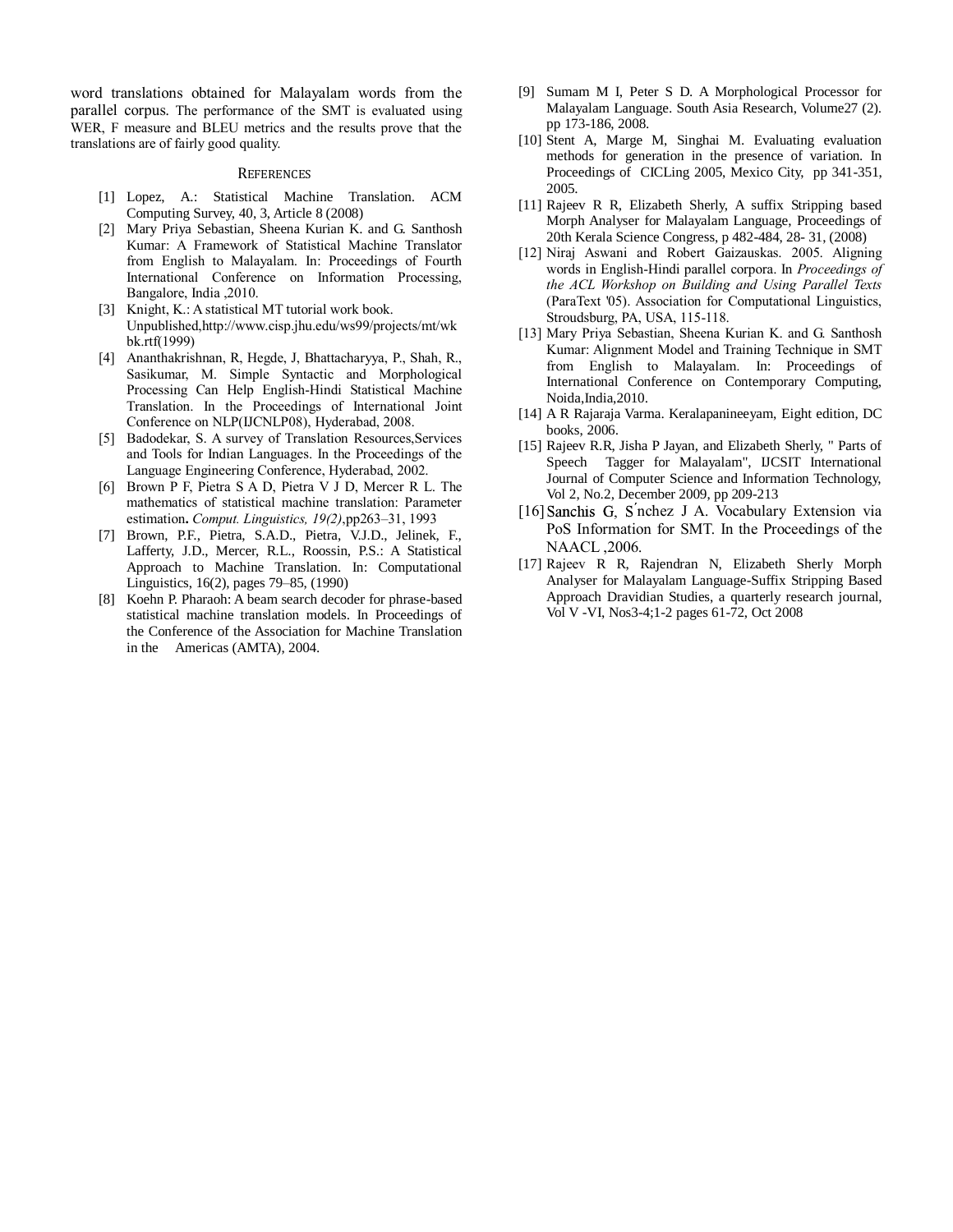word translations obtained for Malayalam words from the parallel corpus. The performance of the SMT is evaluated using WER, F measure and BLEU metrics and the results prove that the translations are of fairly good quality.

## REFERENCES

[1] Lopez, A.: Statistical Machine Translation. ACM Computing Survey, 40, 3, Article 8 (2008)

[2] Mary Priya Sebastian, Sheena Kurian K. and G. Santhosh Kumar: A Framework of Statistical Machine Translator from English to Malayalam. In: Proceedings of Fourth International Conference on Information Processing, Bangalore, India ,2010.

[3] Knight, K.: A statistical MT tutorial work book. Unpublished,http://www.cisp.jhu.edu/ws99/projects/mt/wkbk.rtf(1999)

[4] Ananthakrishnan, R, Hegde, J, Bhattacharyya, P., Shah, R., Sasikumar, M. Simple Syntactic and Morphological Processing Can Help English-Hindi Statistical Machine Translation. In the Proceedings of International Joint Conference on NLP(IJCNLP08), Hyderabad, 2008.

[5] Badodekar, S. A survey of Translation Resources,Services and Tools for Indian Languages. In the Proceedings of the Language Engineering Conference, Hyderabad, 2002.

[6] Brown P F, Pietra S A D, Pietra V J D, Mercer R L. The mathematics of statistical machine translation: Parameter estimation**.** *Comput. Linguistics, 19(2)*,pp263–31, 1993

[7] Brown, P.F., Pietra, S.A.D., Pietra, V.J.D., Jelinek, F., Lafferty, J.D., Mercer, R.L., Roossin, P.S.: A Statistical Approach to Machine Translation. In: Computational Linguistics, 16(2), pages 79–85, (1990)

[8] Koehn P. Pharaoh: A beam search decoder for phrase-based statistical machine translation models. In Proceedings of the Conference of the Association for Machine Translation in the Americas (AMTA), 2004.

[9] Sumam M I, Peter S D. A Morphological Processor for Malayalam Language. South Asia Research, Volume27 (2). pp 173-186, 2008.

[10] Stent A, Marge M, Singhai M. Evaluating evaluation methods for generation in the presence of variation. In Proceedings of CICLing 2005, Mexico City, pp 341-351, 2005.

[11] Rajeev R R, Elizabeth Sherly, A suffix Stripping based Morph Analyser for Malayalam Language, Proceedings of 20th Kerala Science Congress, p 482-484, 28- 31, (2008)

[12] Niraj Aswani and Robert Gaizauskas. 2005. Aligning words in English-Hindi parallel corpora. In *Proceedings of the ACL Workshop on Building and Using Parallel Texts* (ParaText '05). Association for Computational Linguistics, Stroudsburg, PA, USA, 115-118.

[13] Mary Priya Sebastian, Sheena Kurian K. and G. Santhosh Kumar: Alignment Model and Training Technique in SMT from English to Malayalam. In: Proceedings of International Conference on Contemporary Computing, Noida,India,2010.

[14] A R Rajaraja Varma. Keralapanineeyam, Eight edition, DC books, 2006.

[15] Rajeev R.R, Jisha P Jayan, and Elizabeth Sherly, " Parts of Speech Tagger for Malayalam", IJCSIT International Journal of Computer Science and Information Technology, Vol 2, No.2, December 2009, pp 209-213

[16] Sanchis G, S´nchez J A. Vocabulary Extension via PoS Information for SMT. In the Proceedings of the NAACL ,2006.

[17] Rajeev R R, Rajendran N, Elizabeth Sherly Morph Analyser for Malayalam Language-Suffix Stripping Based Approach Dravidian Studies, a quarterly research journal, Vol V -VI, Nos3-4;1-2 pages 61-72, Oct 2008